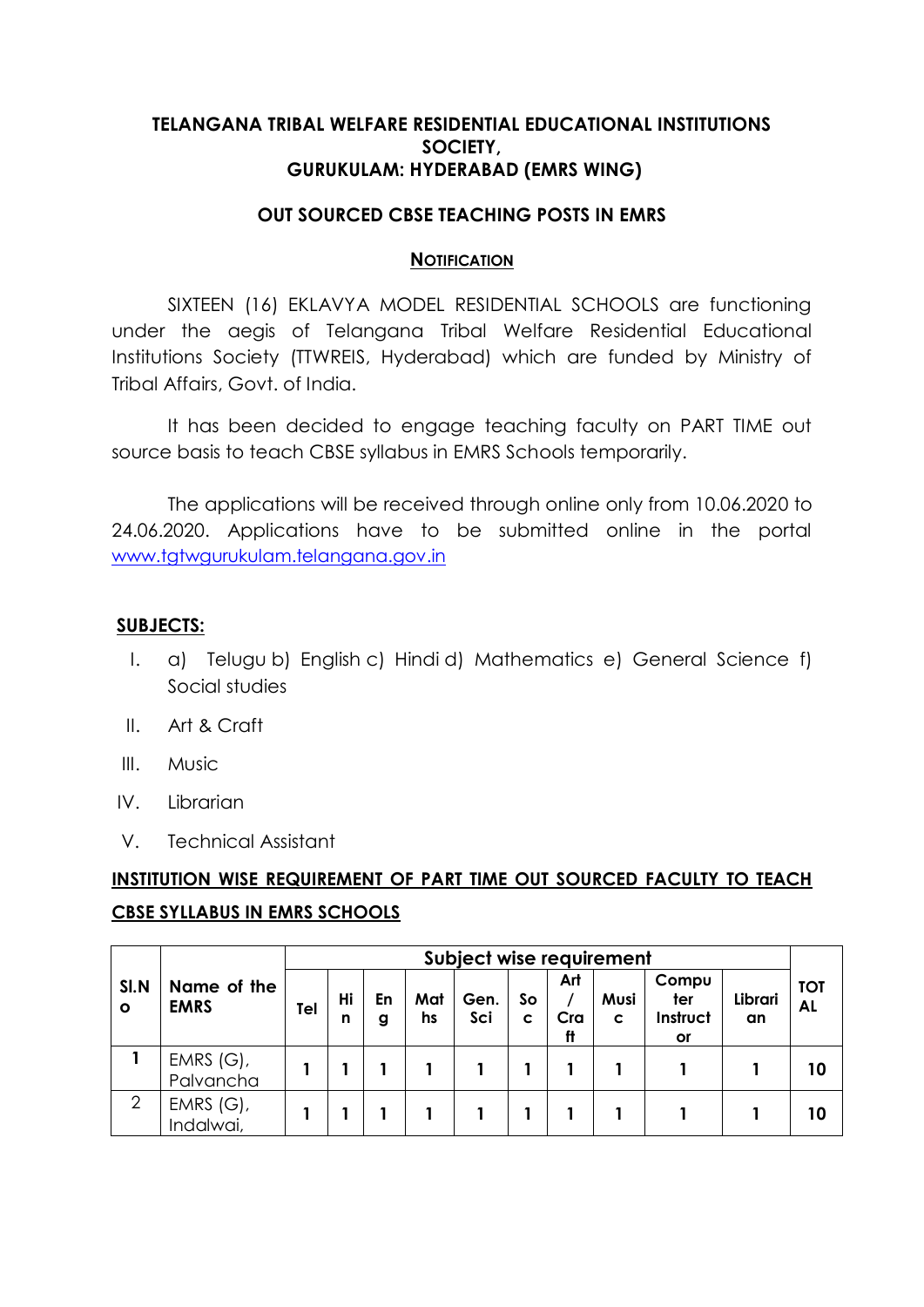**TELANGANA TRIBAL WELFARE RESIDENTIAL EDUCATIONAL INSTITUTIONS SOCIETY,**
**GURUKULAM: HYDERABAD (EMRS WING)**

**OUT SOURCED CBSE TEACHING POSTS IN EMRS**

## NOTIFICATION

SIXTEEN (16) EKLAVYA MODEL RESIDENTIAL SCHOOLS are functioning under the aegis of Telangana Tribal Welfare Residential Educational Institutions Society (TTWREIS, Hyderabad) which are funded by Ministry of Tribal Affairs, Govt. of India.

It has been decided to engage teaching faculty on PART TIME out source basis to teach CBSE syllabus in EMRS Schools temporarily.

The applications will be received through online only from 10.06.2020 to 24.06.2020. Applications have to be submitted online in the portal www.tgtwgurukulam.telangana.gov.in

**SUBJECTS:**

I. a) Telugu b) English c) Hindi d) Mathematics e) General Science f) Social studies

II. Art & Craft

III. Music

IV. Librarian

V. Technical Assistant

**INSTITUTION WISE REQUIREMENT OF PART TIME OUT SOURCED FACULTY TO TEACH CBSE SYLLABUS IN EMRS SCHOOLS**

| Sl.No | Name of the EMRS | Subject wise requirement | | | | | | | | | | TOTAL |
|---|---|---|---|---|---|---|---|---|---|---|---|---|
| | | Tel | Hin | Eng | Maths | Gen. Sci | Soc | Art / Craft | Music | Computer Instructor | Librarian | |
| 1 | EMRS (G), Palvancha | 1 | 1 | 1 | 1 | 1 | 1 | 1 | 1 | 1 | 1 | 10 |
| 2 | EMRS (G), Indalwai, | 1 | 1 | 1 | 1 | 1 | 1 | 1 | 1 | 1 | 1 | 10 |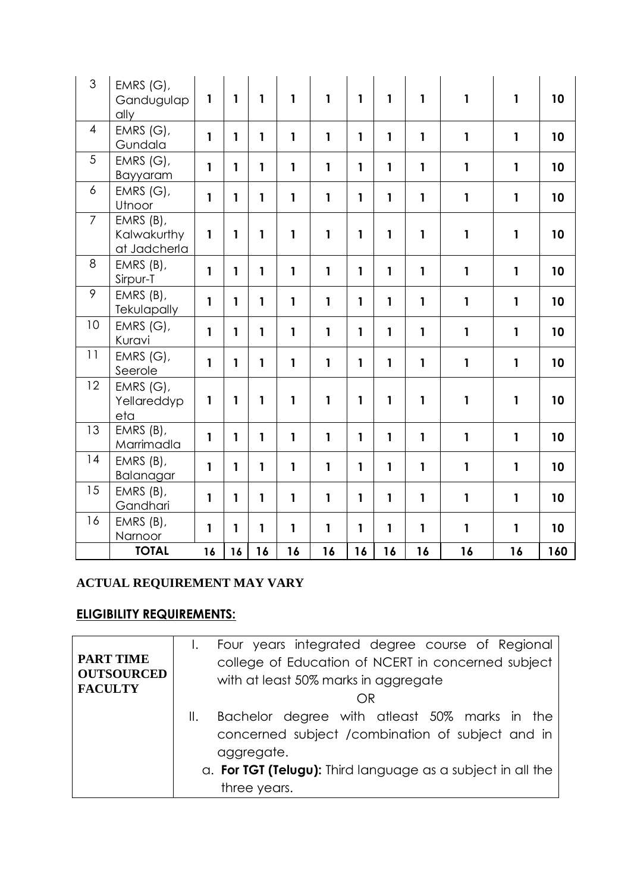| 3 | EMRS (G), Gandugulapally | **1** | **1** | **1** | **1** | **1** | **1** | **1** | **1** | **1** | **1** | **10** |
|---|---|---|---|---|---|---|---|---|---|---|---|---|
| 4 | EMRS (G), Gundala | **1** | **1** | **1** | **1** | **1** | **1** | **1** | **1** | **1** | **1** | **10** |
| 5 | EMRS (G), Bayyaram | **1** | **1** | **1** | **1** | **1** | **1** | **1** | **1** | **1** | **1** | **10** |
| 6 | EMRS (G), Utnoor | **1** | **1** | **1** | **1** | **1** | **1** | **1** | **1** | **1** | **1** | **10** |
| 7 | EMRS (B), Kalwakurthy at Jadcherla | **1** | **1** | **1** | **1** | **1** | **1** | **1** | **1** | **1** | **1** | **10** |
| 8 | EMRS (B), Sirpur-T | **1** | **1** | **1** | **1** | **1** | **1** | **1** | **1** | **1** | **1** | **10** |
| 9 | EMRS (B), Tekulapally | **1** | **1** | **1** | **1** | **1** | **1** | **1** | **1** | **1** | **1** | **10** |
| 10 | EMRS (G), Kuravi | **1** | **1** | **1** | **1** | **1** | **1** | **1** | **1** | **1** | **1** | **10** |
| 11 | EMRS (G), Seerole | **1** | **1** | **1** | **1** | **1** | **1** | **1** | **1** | **1** | **1** | **10** |
| 12 | EMRS (G), Yellareddypeta | **1** | **1** | **1** | **1** | **1** | **1** | **1** | **1** | **1** | **1** | **10** |
| 13 | EMRS (B), Marrimadla | **1** | **1** | **1** | **1** | **1** | **1** | **1** | **1** | **1** | **1** | **10** |
| 14 | EMRS (B), Balanagar | **1** | **1** | **1** | **1** | **1** | **1** | **1** | **1** | **1** | **1** | **10** |
| 15 | EMRS (B), Gandhari | **1** | **1** | **1** | **1** | **1** | **1** | **1** | **1** | **1** | **1** | **10** |
| 16 | EMRS (B), Narnoor | **1** | **1** | **1** | **1** | **1** | **1** | **1** | **1** | **1** | **1** | **10** |
| | **TOTAL** | **16** | **16** | **16** | **16** | **16** | **16** | **16** | **16** | **16** | **16** | **160** |

**ACTUAL REQUIREMENT MAY VARY**

**ELIGIBILITY REQUIREMENTS:**

| **PART TIME OUTSOURCED FACULTY** | I. Four years integrated degree course of Regional college of Education of NCERT in concerned subject with at least 50% marks in aggregate<br>OR<br>II. Bachelor degree with atleast 50% marks in the concerned subject /combination of subject and in aggregate.<br>a. **For TGT (Telugu):** Third language as a subject in all the three years. |
|---|---|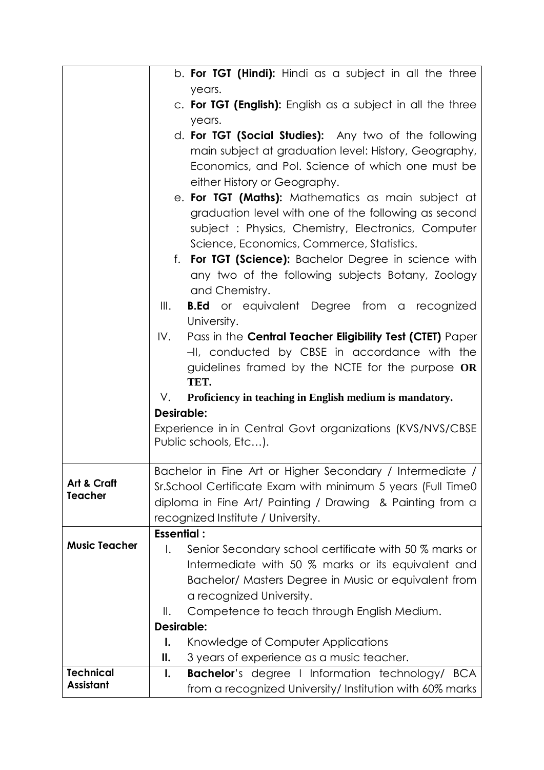| | |
|---|---|
| | b. **For TGT (Hindi):** Hindi as a subject in all the three years.<br>c. **For TGT (English):** English as a subject in all the three years.<br>d. **For TGT (Social Studies):** Any two of the following main subject at graduation level: History, Geography, Economics, and Pol. Science of which one must be either History or Geography.<br>e. **For TGT (Maths):** Mathematics as main subject at graduation level with one of the following as second subject : Physics, Chemistry, Electronics, Computer Science, Economics, Commerce, Statistics.<br>f. **For TGT (Science):** Bachelor Degree in science with any two of the following subjects Botany, Zoology and Chemistry.<br>III. **B.Ed** or equivalent Degree from a recognized University.<br>IV. Pass in the **Central Teacher Eligibility Test (CTET)** Paper –II, conducted by CBSE in accordance with the guidelines framed by the NCTE for the purpose **OR TET.**<br>V. **Proficiency in teaching in English medium is mandatory.**<br>**Desirable:**<br>Experience in in Central Govt organizations (KVS/NVS/CBSE Public schools, Etc…). |
| **Art & Craft Teacher** | Bachelor in Fine Art or Higher Secondary / Intermediate / Sr.School Certificate Exam with minimum 5 years (Full Time0 diploma in Fine Art/ Painting / Drawing & Painting from a recognized Institute / University. |
| **Music Teacher** | **Essential :**<br>I. Senior Secondary school certificate with 50 % marks or Intermediate with 50 % marks or its equivalent and Bachelor/ Masters Degree in Music or equivalent from a recognized University.<br>II. Competence to teach through English Medium.<br>**Desirable:**<br>**I.** Knowledge of Computer Applications<br>**II.** 3 years of experience as a music teacher. |
| **Technical Assistant** | **I.** **Bachelor**'s degree I Information technology/ BCA from a recognized University/ Institution with 60% marks |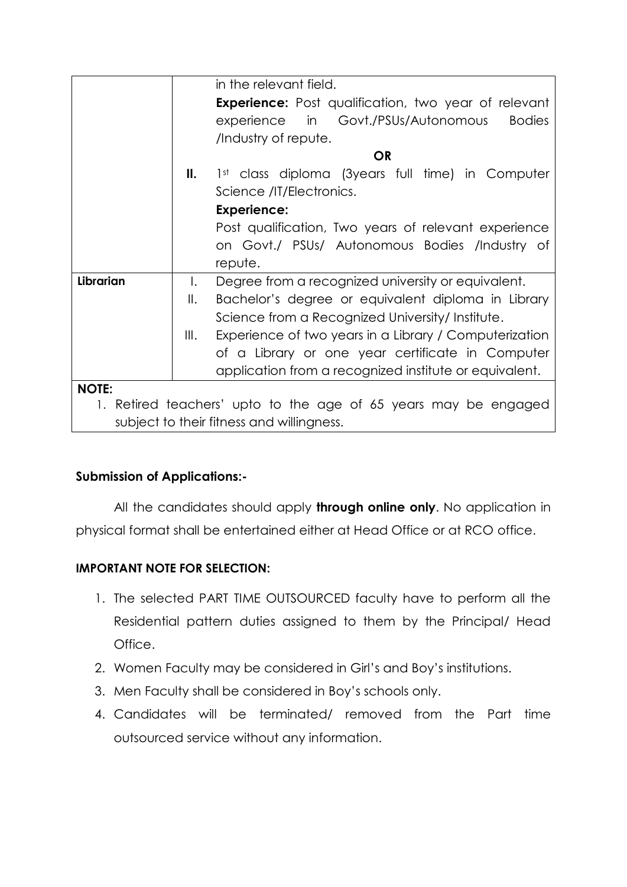| | | |
|---|---|---|
| | | in the relevant field.<br>**Experience:** Post qualification, two year of relevant experience in Govt./PSUs/Autonomous Bodies /Industry of repute. |
| | | **OR** |
| | **II.** | 1st class diploma (3years full time) in Computer Science /IT/Electronics.<br>**Experience:**<br>Post qualification, Two years of relevant experience on Govt./ PSUs/ Autonomous Bodies /Industry of repute. |
| **Librarian** | I. | Degree from a recognized university or equivalent. |
| | II. | Bachelor's degree or equivalent diploma in Library Science from a Recognized University/ Institute. |
| | III. | Experience of two years in a Library / Computerization of a Library or one year certificate in Computer application from a recognized institute or equivalent. |
| **NOTE:**<br>1. Retired teachers' upto to the age of 65 years may be engaged subject to their fitness and willingness. | | |

**Submission of Applications:-**

All the candidates should apply **through online only**. No application in physical format shall be entertained either at Head Office or at RCO office.

**IMPORTANT NOTE FOR SELECTION:**

1. The selected PART TIME OUTSOURCED faculty have to perform all the Residential pattern duties assigned to them by the Principal/ Head Office.
2. Women Faculty may be considered in Girl's and Boy's institutions.
3. Men Faculty shall be considered in Boy's schools only.
4. Candidates will be terminated/ removed from the Part time outsourced service without any information.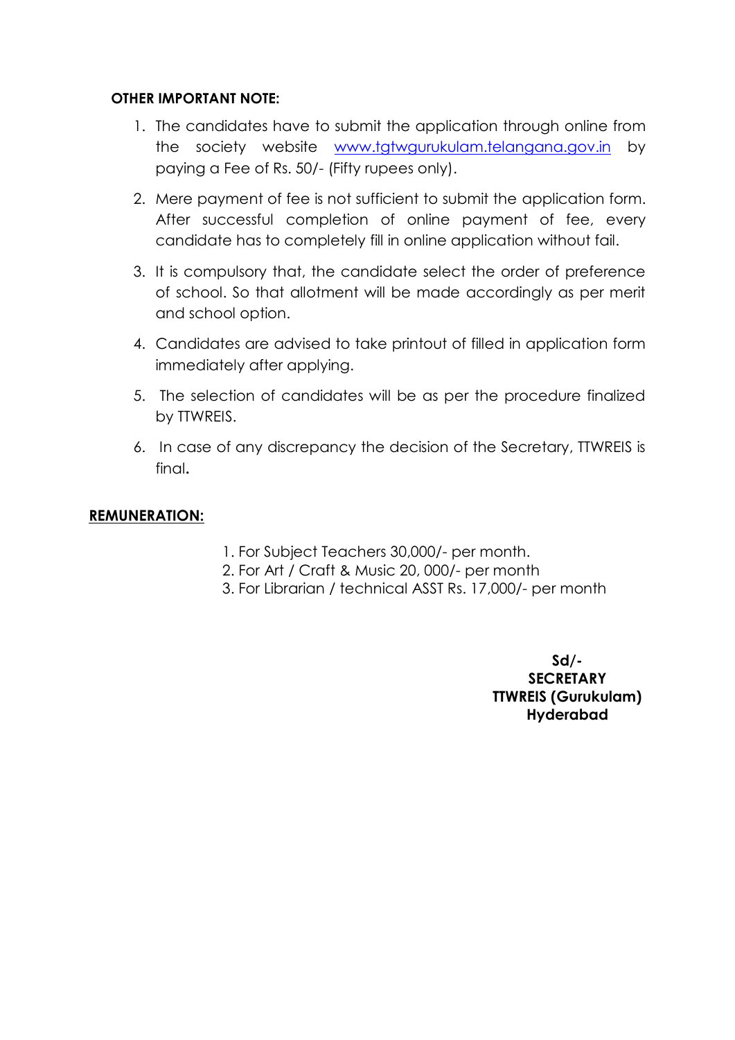**OTHER IMPORTANT NOTE:**

1. The candidates have to submit the application through online from the society website www.tgtwgurukulam.telangana.gov.in by paying a Fee of Rs. 50/- (Fifty rupees only).
2. Mere payment of fee is not sufficient to submit the application form. After successful completion of online payment of fee, every candidate has to completely fill in online application without fail.
3. It is compulsory that, the candidate select the order of preference of school. So that allotment will be made accordingly as per merit and school option.
4. Candidates are advised to take printout of filled in application form immediately after applying.
5. The selection of candidates will be as per the procedure finalized by TTWREIS.
6. In case of any discrepancy the decision of the Secretary, TTWREIS is final.

**REMUNERATION:**

1. For Subject Teachers 30,000/- per month.
2. For Art / Craft & Music 20, 000/- per month
3. For Librarian / technical ASST Rs. 17,000/- per month

**Sd/-**
**SECRETARY**
**TTWREIS (Gurukulam)**
**Hyderabad**